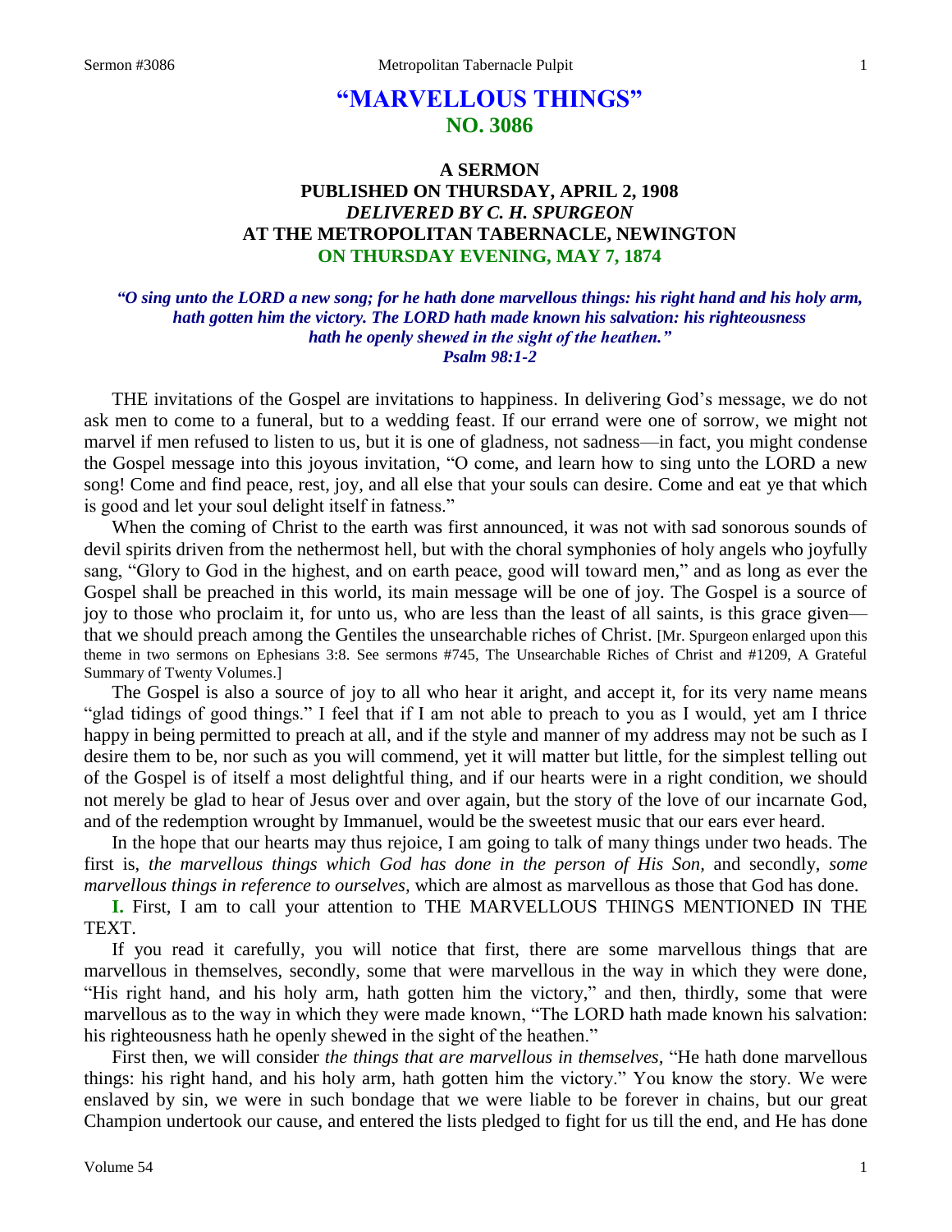# "MARVELLOUS THINGS"
## NO. 3086

### A SERMON
### PUBLISHED ON THURSDAY, APRIL 2, 1908
### *DELIVERED BY C. H. SPURGEON*
### AT THE METROPOLITAN TABERNACLE, NEWINGTON
### ON THURSDAY EVENING, MAY 7, 1874

***"O sing unto the LORD a new song; for he hath done marvellous things: his right hand and his holy arm, hath gotten him the victory. The LORD hath made known his salvation: his righteousness hath he openly shewed in the sight of the heathen." Psalm 98:1-2***

THE invitations of the Gospel are invitations to happiness. In delivering God's message, we do not ask men to come to a funeral, but to a wedding feast. If our errand were one of sorrow, we might not marvel if men refused to listen to us, but it is one of gladness, not sadness—in fact, you might condense the Gospel message into this joyous invitation, "O come, and learn how to sing unto the LORD a new song! Come and find peace, rest, joy, and all else that your souls can desire. Come and eat ye that which is good and let your soul delight itself in fatness."

When the coming of Christ to the earth was first announced, it was not with sad sonorous sounds of devil spirits driven from the nethermost hell, but with the choral symphonies of holy angels who joyfully sang, "Glory to God in the highest, and on earth peace, good will toward men," and as long as ever the Gospel shall be preached in this world, its main message will be one of joy. The Gospel is a source of joy to those who proclaim it, for unto us, who are less than the least of all saints, is this grace given—that we should preach among the Gentiles the unsearchable riches of Christ. [Mr. Spurgeon enlarged upon this theme in two sermons on Ephesians 3:8. See sermons #745, The Unsearchable Riches of Christ and #1209, A Grateful Summary of Twenty Volumes.]

The Gospel is also a source of joy to all who hear it aright, and accept it, for its very name means "glad tidings of good things." I feel that if I am not able to preach to you as I would, yet am I thrice happy in being permitted to preach at all, and if the style and manner of my address may not be such as I desire them to be, nor such as you will commend, yet it will matter but little, for the simplest telling out of the Gospel is of itself a most delightful thing, and if our hearts were in a right condition, we should not merely be glad to hear of Jesus over and over again, but the story of the love of our incarnate God, and of the redemption wrought by Immanuel, would be the sweetest music that our ears ever heard.

In the hope that our hearts may thus rejoice, I am going to talk of many things under two heads. The first is, *the marvellous things which God has done in the person of His Son,* and secondly, *some marvellous things in reference to ourselves,* which are almost as marvellous as those that God has done.

**I.** First, I am to call your attention to THE MARVELLOUS THINGS MENTIONED IN THE TEXT.

If you read it carefully, you will notice that first, there are some marvellous things that are marvellous in themselves, secondly, some that were marvellous in the way in which they were done, "His right hand, and his holy arm, hath gotten him the victory," and then, thirdly, some that were marvellous as to the way in which they were made known, "The LORD hath made known his salvation: his righteousness hath he openly shewed in the sight of the heathen."

First then, we will consider *the things that are marvellous in themselves,* "He hath done marvellous things: his right hand, and his holy arm, hath gotten him the victory." You know the story. We were enslaved by sin, we were in such bondage that we were liable to be forever in chains, but our great Champion undertook our cause, and entered the lists pledged to fight for us till the end, and He has done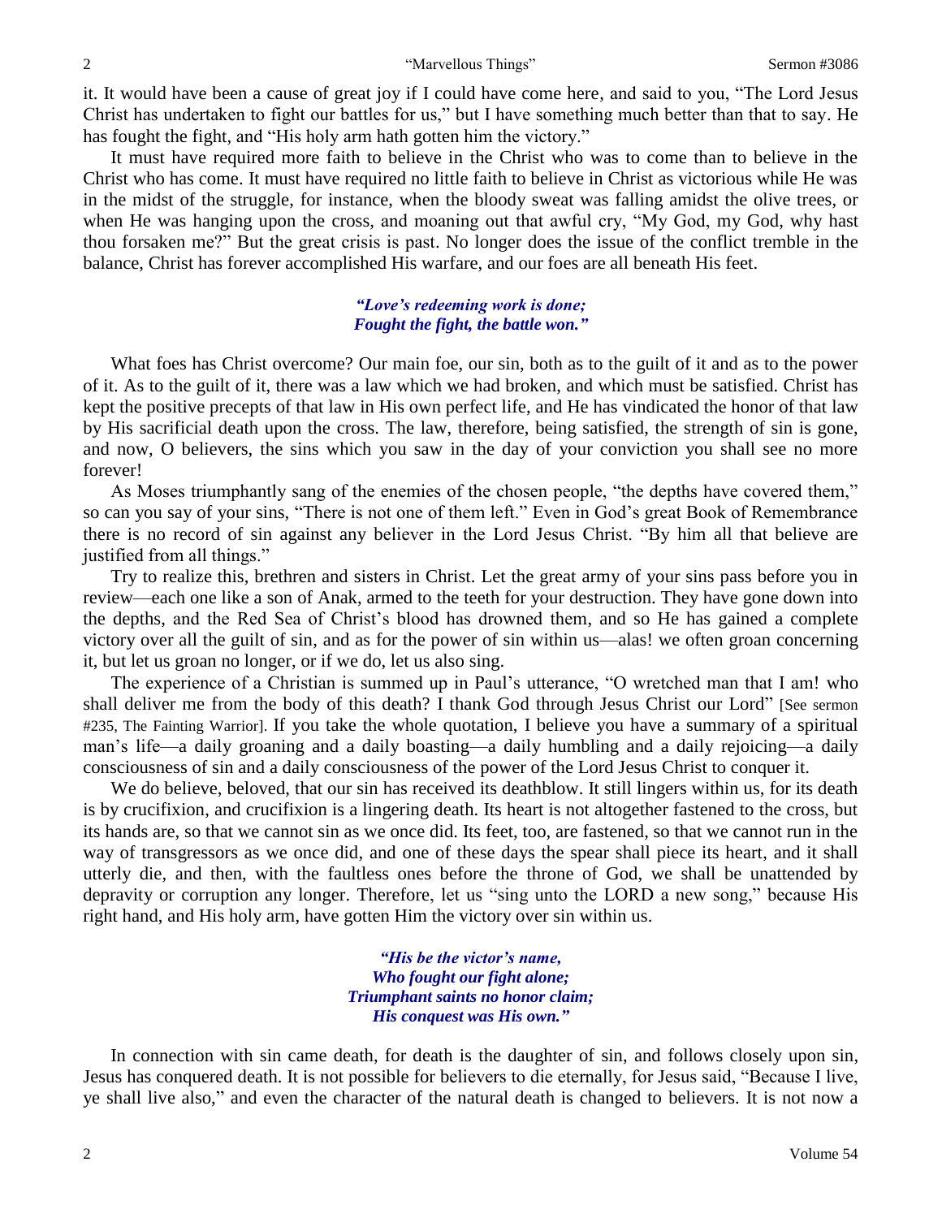it. It would have been a cause of great joy if I could have come here, and said to you, "The Lord Jesus Christ has undertaken to fight our battles for us," but I have something much better than that to say. He has fought the fight, and "His holy arm hath gotten him the victory."

It must have required more faith to believe in the Christ who was to come than to believe in the Christ who has come. It must have required no little faith to believe in Christ as victorious while He was in the midst of the struggle, for instance, when the bloody sweat was falling amidst the olive trees, or when He was hanging upon the cross, and moaning out that awful cry, "My God, my God, why hast thou forsaken me?" But the great crisis is past. No longer does the issue of the conflict tremble in the balance, Christ has forever accomplished His warfare, and our foes are all beneath His feet.

*"Love's redeeming work is done;*
*Fought the fight, the battle won."*

What foes has Christ overcome? Our main foe, our sin, both as to the guilt of it and as to the power of it. As to the guilt of it, there was a law which we had broken, and which must be satisfied. Christ has kept the positive precepts of that law in His own perfect life, and He has vindicated the honor of that law by His sacrificial death upon the cross. The law, therefore, being satisfied, the strength of sin is gone, and now, O believers, the sins which you saw in the day of your conviction you shall see no more forever!

As Moses triumphantly sang of the enemies of the chosen people, "the depths have covered them," so can you say of your sins, "There is not one of them left." Even in God's great Book of Remembrance there is no record of sin against any believer in the Lord Jesus Christ. "By him all that believe are justified from all things."

Try to realize this, brethren and sisters in Christ. Let the great army of your sins pass before you in review—each one like a son of Anak, armed to the teeth for your destruction. They have gone down into the depths, and the Red Sea of Christ's blood has drowned them, and so He has gained a complete victory over all the guilt of sin, and as for the power of sin within us—alas! we often groan concerning it, but let us groan no longer, or if we do, let us also sing.

The experience of a Christian is summed up in Paul's utterance, "O wretched man that I am! who shall deliver me from the body of this death? I thank God through Jesus Christ our Lord" [See sermon #235, The Fainting Warrior]. If you take the whole quotation, I believe you have a summary of a spiritual man's life—a daily groaning and a daily boasting—a daily humbling and a daily rejoicing—a daily consciousness of sin and a daily consciousness of the power of the Lord Jesus Christ to conquer it.

We do believe, beloved, that our sin has received its deathblow. It still lingers within us, for its death is by crucifixion, and crucifixion is a lingering death. Its heart is not altogether fastened to the cross, but its hands are, so that we cannot sin as we once did. Its feet, too, are fastened, so that we cannot run in the way of transgressors as we once did, and one of these days the spear shall piece its heart, and it shall utterly die, and then, with the faultless ones before the throne of God, we shall be unattended by depravity or corruption any longer. Therefore, let us "sing unto the LORD a new song," because His right hand, and His holy arm, have gotten Him the victory over sin within us.

*"His be the victor's name,*
*Who fought our fight alone;*
*Triumphant saints no honor claim;*
*His conquest was His own."*

In connection with sin came death, for death is the daughter of sin, and follows closely upon sin, Jesus has conquered death. It is not possible for believers to die eternally, for Jesus said, "Because I live, ye shall live also," and even the character of the natural death is changed to believers. It is not now a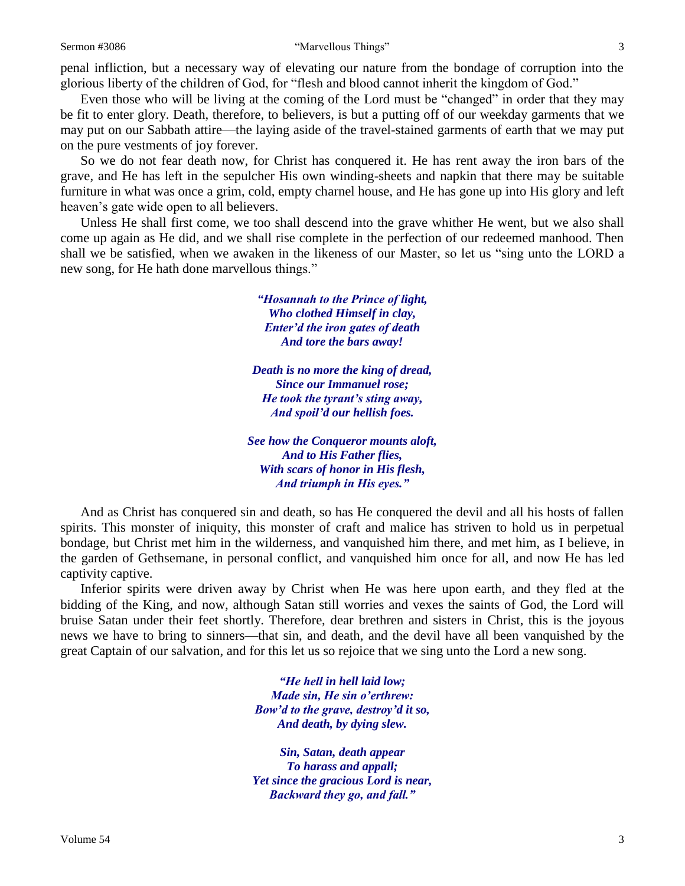penal infliction, but a necessary way of elevating our nature from the bondage of corruption into the glorious liberty of the children of God, for "flesh and blood cannot inherit the kingdom of God."

Even those who will be living at the coming of the Lord must be "changed" in order that they may be fit to enter glory. Death, therefore, to believers, is but a putting off of our weekday garments that we may put on our Sabbath attire—the laying aside of the travel-stained garments of earth that we may put on the pure vestments of joy forever.

So we do not fear death now, for Christ has conquered it. He has rent away the iron bars of the grave, and He has left in the sepulcher His own winding-sheets and napkin that there may be suitable furniture in what was once a grim, cold, empty charnel house, and He has gone up into His glory and left heaven's gate wide open to all believers.

Unless He shall first come, we too shall descend into the grave whither He went, but we also shall come up again as He did, and we shall rise complete in the perfection of our redeemed manhood. Then shall we be satisfied, when we awaken in the likeness of our Master, so let us "sing unto the LORD a new song, for He hath done marvellous things."

> ***"Hosannah to the Prince of light,***
> ***Who clothed Himself in clay,***
> ***Enter'd the iron gates of death***
> ***And tore the bars away!***
>
> ***Death is no more the king of dread,***
> ***Since our Immanuel rose;***
> ***He took the tyrant's sting away,***
> ***And spoil'd our hellish foes.***
>
> ***See how the Conqueror mounts aloft,***
> ***And to His Father flies,***
> ***With scars of honor in His flesh,***
> ***And triumph in His eyes."***

And as Christ has conquered sin and death, so has He conquered the devil and all his hosts of fallen spirits. This monster of iniquity, this monster of craft and malice has striven to hold us in perpetual bondage, but Christ met him in the wilderness, and vanquished him there, and met him, as I believe, in the garden of Gethsemane, in personal conflict, and vanquished him once for all, and now He has led captivity captive.

Inferior spirits were driven away by Christ when He was here upon earth, and they fled at the bidding of the King, and now, although Satan still worries and vexes the saints of God, the Lord will bruise Satan under their feet shortly. Therefore, dear brethren and sisters in Christ, this is the joyous news we have to bring to sinners—that sin, and death, and the devil have all been vanquished by the great Captain of our salvation, and for this let us so rejoice that we sing unto the Lord a new song.

> ***"He hell in hell laid low;***
> ***Made sin, He sin o'erthrew:***
> ***Bow'd to the grave, destroy'd it so,***
> ***And death, by dying slew.***
>
> ***Sin, Satan, death appear***
> ***To harass and appall;***
> ***Yet since the gracious Lord is near,***
> ***Backward they go, and fall."***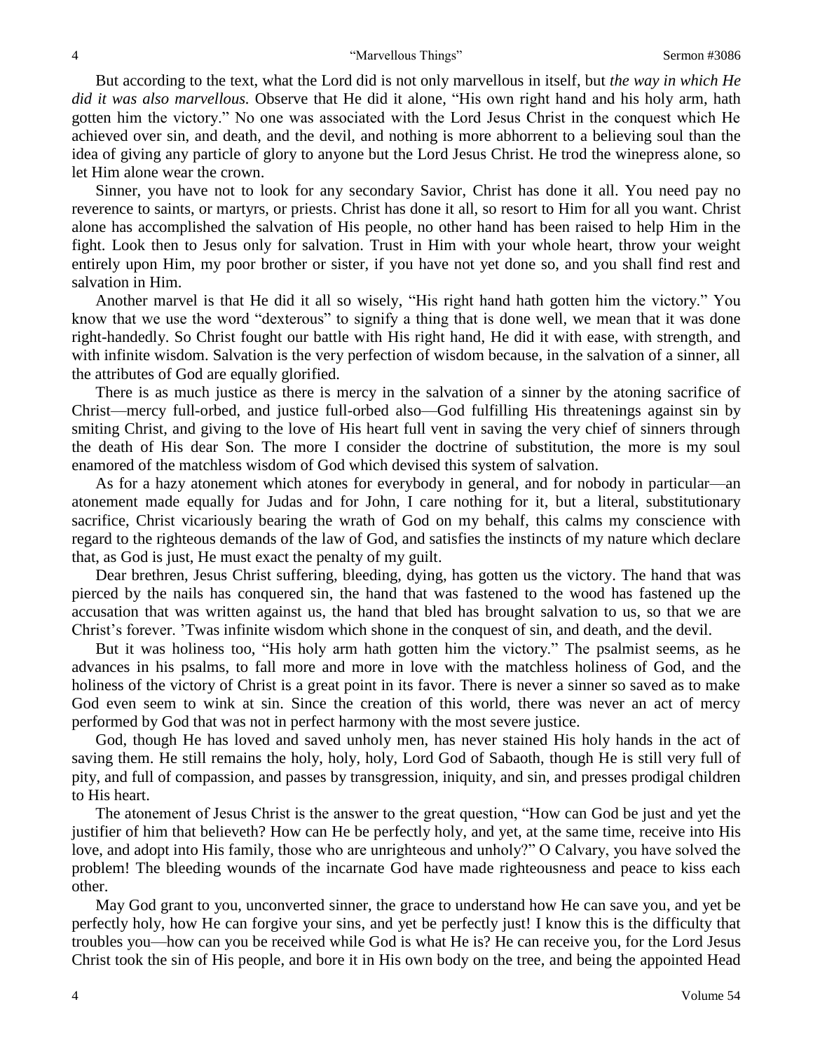But according to the text, what the Lord did is not only marvellous in itself, but *the way in which He did it was also marvellous.* Observe that He did it alone, "His own right hand and his holy arm, hath gotten him the victory." No one was associated with the Lord Jesus Christ in the conquest which He achieved over sin, and death, and the devil, and nothing is more abhorrent to a believing soul than the idea of giving any particle of glory to anyone but the Lord Jesus Christ. He trod the winepress alone, so let Him alone wear the crown.

Sinner, you have not to look for any secondary Savior, Christ has done it all. You need pay no reverence to saints, or martyrs, or priests. Christ has done it all, so resort to Him for all you want. Christ alone has accomplished the salvation of His people, no other hand has been raised to help Him in the fight. Look then to Jesus only for salvation. Trust in Him with your whole heart, throw your weight entirely upon Him, my poor brother or sister, if you have not yet done so, and you shall find rest and salvation in Him.

Another marvel is that He did it all so wisely, "His right hand hath gotten him the victory." You know that we use the word "dexterous" to signify a thing that is done well, we mean that it was done right-handedly. So Christ fought our battle with His right hand, He did it with ease, with strength, and with infinite wisdom. Salvation is the very perfection of wisdom because, in the salvation of a sinner, all the attributes of God are equally glorified.

There is as much justice as there is mercy in the salvation of a sinner by the atoning sacrifice of Christ—mercy full-orbed, and justice full-orbed also—God fulfilling His threatenings against sin by smiting Christ, and giving to the love of His heart full vent in saving the very chief of sinners through the death of His dear Son. The more I consider the doctrine of substitution, the more is my soul enamored of the matchless wisdom of God which devised this system of salvation.

As for a hazy atonement which atones for everybody in general, and for nobody in particular—an atonement made equally for Judas and for John, I care nothing for it, but a literal, substitutionary sacrifice, Christ vicariously bearing the wrath of God on my behalf, this calms my conscience with regard to the righteous demands of the law of God, and satisfies the instincts of my nature which declare that, as God is just, He must exact the penalty of my guilt.

Dear brethren, Jesus Christ suffering, bleeding, dying, has gotten us the victory. The hand that was pierced by the nails has conquered sin, the hand that was fastened to the wood has fastened up the accusation that was written against us, the hand that bled has brought salvation to us, so that we are Christ's forever. 'Twas infinite wisdom which shone in the conquest of sin, and death, and the devil.

But it was holiness too, "His holy arm hath gotten him the victory." The psalmist seems, as he advances in his psalms, to fall more and more in love with the matchless holiness of God, and the holiness of the victory of Christ is a great point in its favor. There is never a sinner so saved as to make God even seem to wink at sin. Since the creation of this world, there was never an act of mercy performed by God that was not in perfect harmony with the most severe justice.

God, though He has loved and saved unholy men, has never stained His holy hands in the act of saving them. He still remains the holy, holy, holy, Lord God of Sabaoth, though He is still very full of pity, and full of compassion, and passes by transgression, iniquity, and sin, and presses prodigal children to His heart.

The atonement of Jesus Christ is the answer to the great question, "How can God be just and yet the justifier of him that believeth? How can He be perfectly holy, and yet, at the same time, receive into His love, and adopt into His family, those who are unrighteous and unholy?" O Calvary, you have solved the problem! The bleeding wounds of the incarnate God have made righteousness and peace to kiss each other.

May God grant to you, unconverted sinner, the grace to understand how He can save you, and yet be perfectly holy, how He can forgive your sins, and yet be perfectly just! I know this is the difficulty that troubles you—how can you be received while God is what He is? He can receive you, for the Lord Jesus Christ took the sin of His people, and bore it in His own body on the tree, and being the appointed Head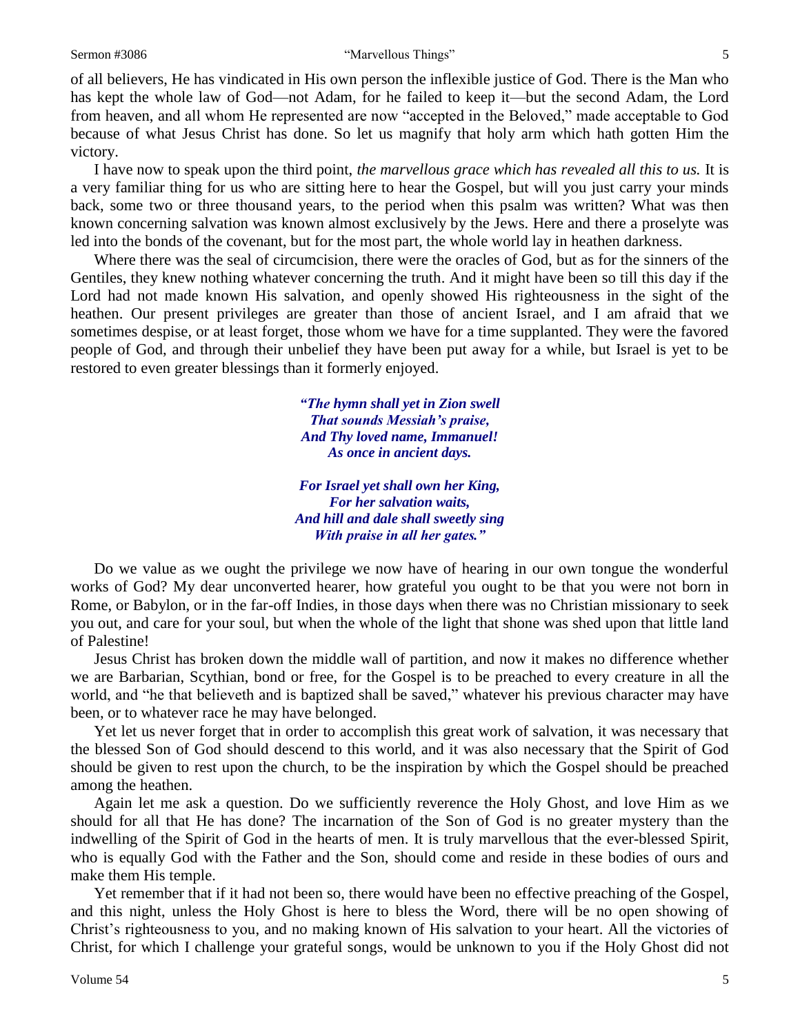of all believers, He has vindicated in His own person the inflexible justice of God. There is the Man who has kept the whole law of God—not Adam, for he failed to keep it—but the second Adam, the Lord from heaven, and all whom He represented are now "accepted in the Beloved," made acceptable to God because of what Jesus Christ has done. So let us magnify that holy arm which hath gotten Him the victory.

I have now to speak upon the third point, *the marvellous grace which has revealed all this to us.* It is a very familiar thing for us who are sitting here to hear the Gospel, but will you just carry your minds back, some two or three thousand years, to the period when this psalm was written? What was then known concerning salvation was known almost exclusively by the Jews. Here and there a proselyte was led into the bonds of the covenant, but for the most part, the whole world lay in heathen darkness.

Where there was the seal of circumcision, there were the oracles of God, but as for the sinners of the Gentiles, they knew nothing whatever concerning the truth. And it might have been so till this day if the Lord had not made known His salvation, and openly showed His righteousness in the sight of the heathen. Our present privileges are greater than those of ancient Israel, and I am afraid that we sometimes despise, or at least forget, those whom we have for a time supplanted. They were the favored people of God, and through their unbelief they have been put away for a while, but Israel is yet to be restored to even greater blessings than it formerly enjoyed.

> ***"The hymn shall yet in Zion swell***
> ***That sounds Messiah's praise,***
> ***And Thy loved name, Immanuel!***
> ***As once in ancient days.***
>
> ***For Israel yet shall own her King,***
> ***For her salvation waits,***
> ***And hill and dale shall sweetly sing***
> ***With praise in all her gates."***

Do we value as we ought the privilege we now have of hearing in our own tongue the wonderful works of God? My dear unconverted hearer, how grateful you ought to be that you were not born in Rome, or Babylon, or in the far-off Indies, in those days when there was no Christian missionary to seek you out, and care for your soul, but when the whole of the light that shone was shed upon that little land of Palestine!

Jesus Christ has broken down the middle wall of partition, and now it makes no difference whether we are Barbarian, Scythian, bond or free, for the Gospel is to be preached to every creature in all the world, and "he that believeth and is baptized shall be saved," whatever his previous character may have been, or to whatever race he may have belonged.

Yet let us never forget that in order to accomplish this great work of salvation, it was necessary that the blessed Son of God should descend to this world, and it was also necessary that the Spirit of God should be given to rest upon the church, to be the inspiration by which the Gospel should be preached among the heathen.

Again let me ask a question. Do we sufficiently reverence the Holy Ghost, and love Him as we should for all that He has done? The incarnation of the Son of God is no greater mystery than the indwelling of the Spirit of God in the hearts of men. It is truly marvellous that the ever-blessed Spirit, who is equally God with the Father and the Son, should come and reside in these bodies of ours and make them His temple.

Yet remember that if it had not been so, there would have been no effective preaching of the Gospel, and this night, unless the Holy Ghost is here to bless the Word, there will be no open showing of Christ's righteousness to you, and no making known of His salvation to your heart. All the victories of Christ, for which I challenge your grateful songs, would be unknown to you if the Holy Ghost did not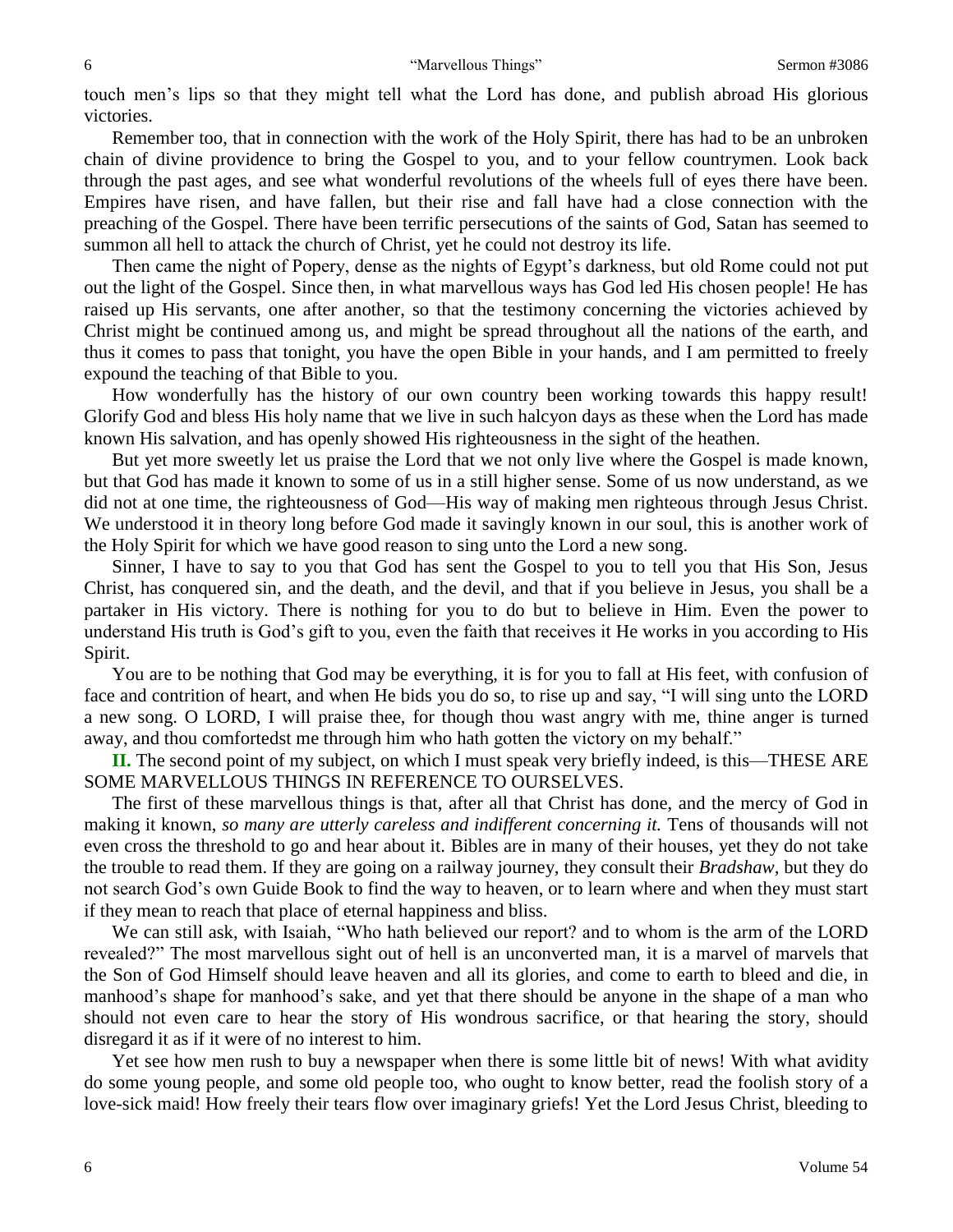touch men's lips so that they might tell what the Lord has done, and publish abroad His glorious victories.

Remember too, that in connection with the work of the Holy Spirit, there has had to be an unbroken chain of divine providence to bring the Gospel to you, and to your fellow countrymen. Look back through the past ages, and see what wonderful revolutions of the wheels full of eyes there have been. Empires have risen, and have fallen, but their rise and fall have had a close connection with the preaching of the Gospel. There have been terrific persecutions of the saints of God, Satan has seemed to summon all hell to attack the church of Christ, yet he could not destroy its life.

Then came the night of Popery, dense as the nights of Egypt's darkness, but old Rome could not put out the light of the Gospel. Since then, in what marvellous ways has God led His chosen people! He has raised up His servants, one after another, so that the testimony concerning the victories achieved by Christ might be continued among us, and might be spread throughout all the nations of the earth, and thus it comes to pass that tonight, you have the open Bible in your hands, and I am permitted to freely expound the teaching of that Bible to you.

How wonderfully has the history of our own country been working towards this happy result! Glorify God and bless His holy name that we live in such halcyon days as these when the Lord has made known His salvation, and has openly showed His righteousness in the sight of the heathen.

But yet more sweetly let us praise the Lord that we not only live where the Gospel is made known, but that God has made it known to some of us in a still higher sense. Some of us now understand, as we did not at one time, the righteousness of God—His way of making men righteous through Jesus Christ. We understood it in theory long before God made it savingly known in our soul, this is another work of the Holy Spirit for which we have good reason to sing unto the Lord a new song.

Sinner, I have to say to you that God has sent the Gospel to you to tell you that His Son, Jesus Christ, has conquered sin, and the death, and the devil, and that if you believe in Jesus, you shall be a partaker in His victory. There is nothing for you to do but to believe in Him. Even the power to understand His truth is God's gift to you, even the faith that receives it He works in you according to His Spirit.

You are to be nothing that God may be everything, it is for you to fall at His feet, with confusion of face and contrition of heart, and when He bids you do so, to rise up and say, "I will sing unto the LORD a new song. O LORD, I will praise thee, for though thou wast angry with me, thine anger is turned away, and thou comfortedst me through him who hath gotten the victory on my behalf."

**II.** The second point of my subject, on which I must speak very briefly indeed, is this—THESE ARE SOME MARVELLOUS THINGS IN REFERENCE TO OURSELVES.

The first of these marvellous things is that, after all that Christ has done, and the mercy of God in making it known, *so many are utterly careless and indifferent concerning it.* Tens of thousands will not even cross the threshold to go and hear about it. Bibles are in many of their houses, yet they do not take the trouble to read them. If they are going on a railway journey, they consult their *Bradshaw*, but they do not search God's own Guide Book to find the way to heaven, or to learn where and when they must start if they mean to reach that place of eternal happiness and bliss.

We can still ask, with Isaiah, "Who hath believed our report? and to whom is the arm of the LORD revealed?" The most marvellous sight out of hell is an unconverted man, it is a marvel of marvels that the Son of God Himself should leave heaven and all its glories, and come to earth to bleed and die, in manhood's shape for manhood's sake, and yet that there should be anyone in the shape of a man who should not even care to hear the story of His wondrous sacrifice, or that hearing the story, should disregard it as if it were of no interest to him.

Yet see how men rush to buy a newspaper when there is some little bit of news! With what avidity do some young people, and some old people too, who ought to know better, read the foolish story of a love-sick maid! How freely their tears flow over imaginary griefs! Yet the Lord Jesus Christ, bleeding to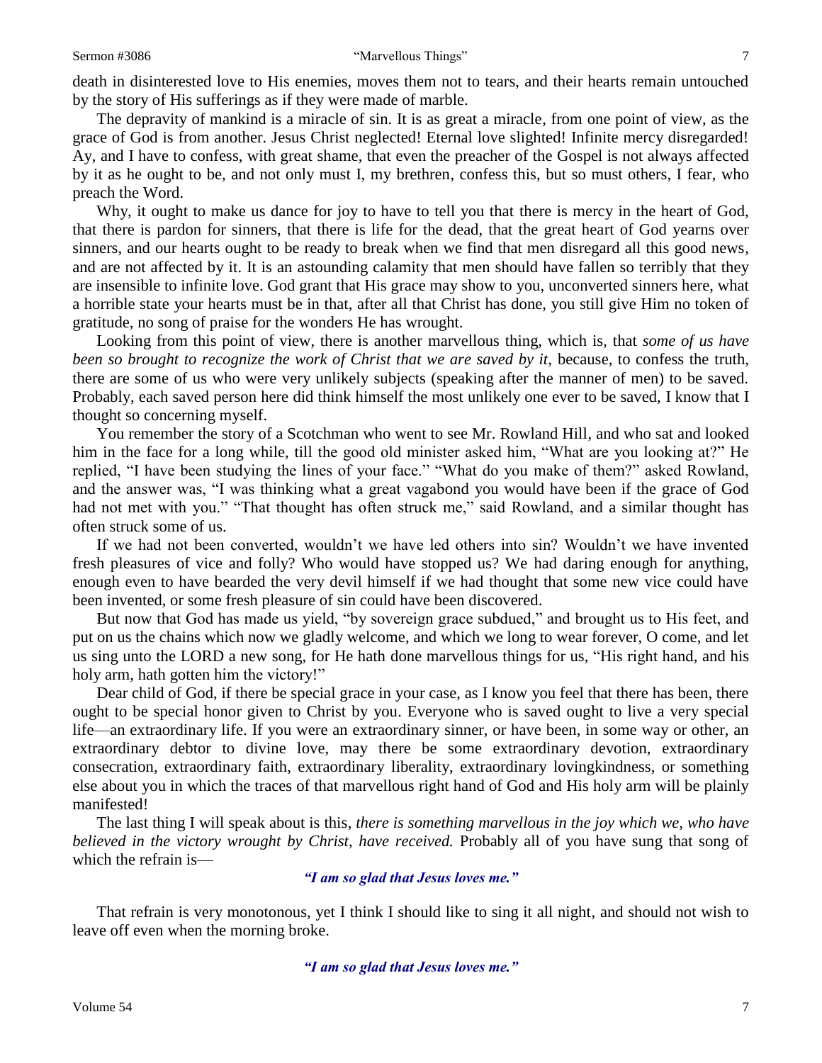death in disinterested love to His enemies, moves them not to tears, and their hearts remain untouched by the story of His sufferings as if they were made of marble.

The depravity of mankind is a miracle of sin. It is as great a miracle, from one point of view, as the grace of God is from another. Jesus Christ neglected! Eternal love slighted! Infinite mercy disregarded! Ay, and I have to confess, with great shame, that even the preacher of the Gospel is not always affected by it as he ought to be, and not only must I, my brethren, confess this, but so must others, I fear, who preach the Word.

Why, it ought to make us dance for joy to have to tell you that there is mercy in the heart of God, that there is pardon for sinners, that there is life for the dead, that the great heart of God yearns over sinners, and our hearts ought to be ready to break when we find that men disregard all this good news, and are not affected by it. It is an astounding calamity that men should have fallen so terribly that they are insensible to infinite love. God grant that His grace may show to you, unconverted sinners here, what a horrible state your hearts must be in that, after all that Christ has done, you still give Him no token of gratitude, no song of praise for the wonders He has wrought.

Looking from this point of view, there is another marvellous thing, which is, that *some of us have been so brought to recognize the work of Christ that we are saved by it*, because, to confess the truth, there are some of us who were very unlikely subjects (speaking after the manner of men) to be saved. Probably, each saved person here did think himself the most unlikely one ever to be saved, I know that I thought so concerning myself.

You remember the story of a Scotchman who went to see Mr. Rowland Hill, and who sat and looked him in the face for a long while, till the good old minister asked him, "What are you looking at?" He replied, "I have been studying the lines of your face." "What do you make of them?" asked Rowland, and the answer was, "I was thinking what a great vagabond you would have been if the grace of God had not met with you." "That thought has often struck me," said Rowland, and a similar thought has often struck some of us.

If we had not been converted, wouldn't we have led others into sin? Wouldn't we have invented fresh pleasures of vice and folly? Who would have stopped us? We had daring enough for anything, enough even to have bearded the very devil himself if we had thought that some new vice could have been invented, or some fresh pleasure of sin could have been discovered.

But now that God has made us yield, "by sovereign grace subdued," and brought us to His feet, and put on us the chains which now we gladly welcome, and which we long to wear forever, O come, and let us sing unto the LORD a new song, for He hath done marvellous things for us, "His right hand, and his holy arm, hath gotten him the victory!"

Dear child of God, if there be special grace in your case, as I know you feel that there has been, there ought to be special honor given to Christ by you. Everyone who is saved ought to live a very special life—an extraordinary life. If you were an extraordinary sinner, or have been, in some way or other, an extraordinary debtor to divine love, may there be some extraordinary devotion, extraordinary consecration, extraordinary faith, extraordinary liberality, extraordinary lovingkindness, or something else about you in which the traces of that marvellous right hand of God and His holy arm will be plainly manifested!

The last thing I will speak about is this, *there is something marvellous in the joy which we, who have believed in the victory wrought by Christ, have received.* Probably all of you have sung that song of which the refrain is—

*"I am so glad that Jesus loves me."*

That refrain is very monotonous, yet I think I should like to sing it all night, and should not wish to leave off even when the morning broke.

*"I am so glad that Jesus loves me."*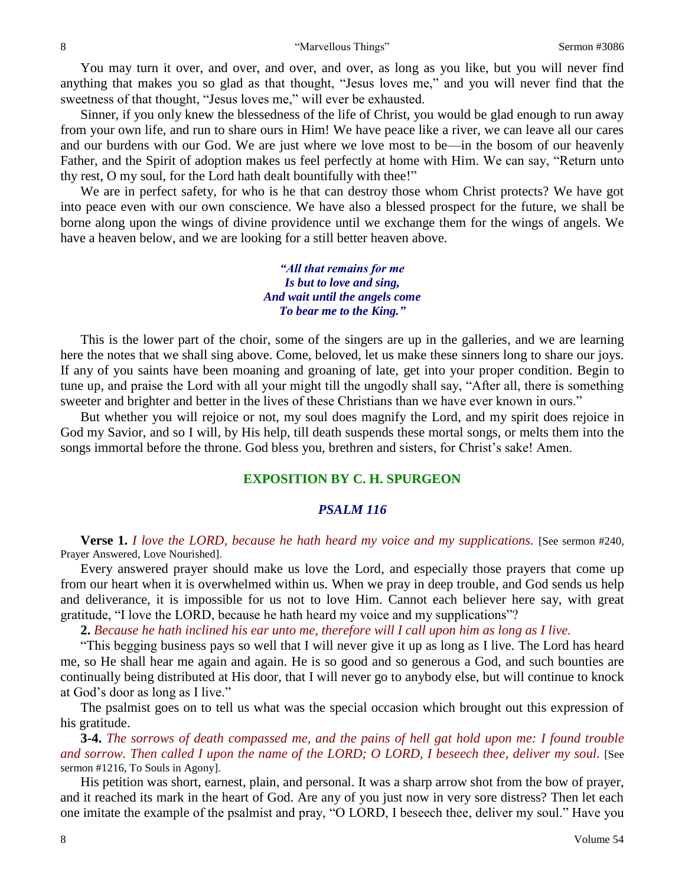You may turn it over, and over, and over, and over, as long as you like, but you will never find anything that makes you so glad as that thought, "Jesus loves me," and you will never find that the sweetness of that thought, "Jesus loves me," will ever be exhausted.

Sinner, if you only knew the blessedness of the life of Christ, you would be glad enough to run away from your own life, and run to share ours in Him! We have peace like a river, we can leave all our cares and our burdens with our God. We are just where we love most to be—in the bosom of our heavenly Father, and the Spirit of adoption makes us feel perfectly at home with Him. We can say, "Return unto thy rest, O my soul, for the Lord hath dealt bountifully with thee!"

We are in perfect safety, for who is he that can destroy those whom Christ protects? We have got into peace even with our own conscience. We have also a blessed prospect for the future, we shall be borne along upon the wings of divine providence until we exchange them for the wings of angels. We have a heaven below, and we are looking for a still better heaven above.

> ***"All that remains for me***
> ***Is but to love and sing,***
> ***And wait until the angels come***
> ***To bear me to the King."***

This is the lower part of the choir, some of the singers are up in the galleries, and we are learning here the notes that we shall sing above. Come, beloved, let us make these sinners long to share our joys. If any of you saints have been moaning and groaning of late, get into your proper condition. Begin to tune up, and praise the Lord with all your might till the ungodly shall say, "After all, there is something sweeter and brighter and better in the lives of these Christians than we have ever known in ours."

But whether you will rejoice or not, my soul does magnify the Lord, and my spirit does rejoice in God my Savior, and so I will, by His help, till death suspends these mortal songs, or melts them into the songs immortal before the throne. God bless you, brethren and sisters, for Christ's sake! Amen.

## EXPOSITION BY C. H. SPURGEON

### *PSALM 116*

**Verse 1.** *I love the LORD, because he hath heard my voice and my supplications.* [See sermon #240, Prayer Answered, Love Nourished].

Every answered prayer should make us love the Lord, and especially those prayers that come up from our heart when it is overwhelmed within us. When we pray in deep trouble, and God sends us help and deliverance, it is impossible for us not to love Him. Cannot each believer here say, with great gratitude, "I love the LORD, because he hath heard my voice and my supplications"?

**2.** *Because he hath inclined his ear unto me, therefore will I call upon him as long as I live.*

"This begging business pays so well that I will never give it up as long as I live. The Lord has heard me, so He shall hear me again and again. He is so good and so generous a God, and such bounties are continually being distributed at His door, that I will never go to anybody else, but will continue to knock at God's door as long as I live."

The psalmist goes on to tell us what was the special occasion which brought out this expression of his gratitude.

**3-4.** *The sorrows of death compassed me, and the pains of hell gat hold upon me: I found trouble and sorrow. Then called I upon the name of the LORD; O LORD, I beseech thee, deliver my soul.* [See sermon #1216, To Souls in Agony].

His petition was short, earnest, plain, and personal. It was a sharp arrow shot from the bow of prayer, and it reached its mark in the heart of God. Are any of you just now in very sore distress? Then let each one imitate the example of the psalmist and pray, "O LORD, I beseech thee, deliver my soul." Have you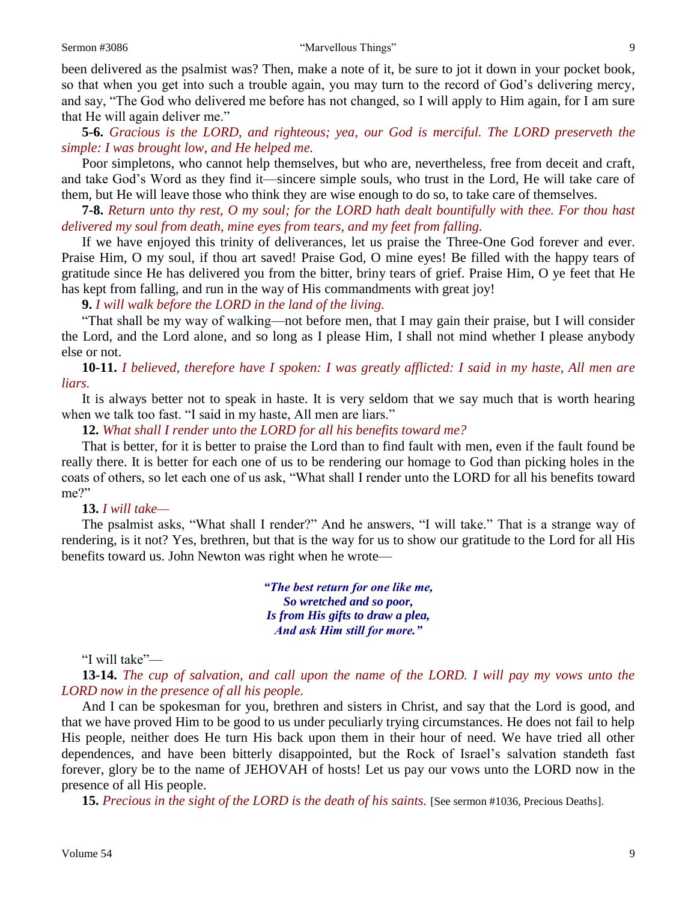been delivered as the psalmist was? Then, make a note of it, be sure to jot it down in your pocket book, so that when you get into such a trouble again, you may turn to the record of God's delivering mercy, and say, "The God who delivered me before has not changed, so I will apply to Him again, for I am sure that He will again deliver me."

**5-6.** *Gracious is the LORD, and righteous; yea, our God is merciful. The LORD preserveth the simple: I was brought low, and He helped me.*

Poor simpletons, who cannot help themselves, but who are, nevertheless, free from deceit and craft, and take God's Word as they find it—sincere simple souls, who trust in the Lord, He will take care of them, but He will leave those who think they are wise enough to do so, to take care of themselves.

**7-8.** *Return unto thy rest, O my soul; for the LORD hath dealt bountifully with thee. For thou hast delivered my soul from death, mine eyes from tears, and my feet from falling.*

If we have enjoyed this trinity of deliverances, let us praise the Three-One God forever and ever. Praise Him, O my soul, if thou art saved! Praise God, O mine eyes! Be filled with the happy tears of gratitude since He has delivered you from the bitter, briny tears of grief. Praise Him, O ye feet that He has kept from falling, and run in the way of His commandments with great joy!

**9.** *I will walk before the LORD in the land of the living.*

"That shall be my way of walking—not before men, that I may gain their praise, but I will consider the Lord, and the Lord alone, and so long as I please Him, I shall not mind whether I please anybody else or not.

**10-11.** *I believed, therefore have I spoken: I was greatly afflicted: I said in my haste, All men are liars.*

It is always better not to speak in haste. It is very seldom that we say much that is worth hearing when we talk too fast. "I said in my haste, All men are liars."

**12.** *What shall I render unto the LORD for all his benefits toward me?*

That is better, for it is better to praise the Lord than to find fault with men, even if the fault found be really there. It is better for each one of us to be rendering our homage to God than picking holes in the coats of others, so let each one of us ask, "What shall I render unto the LORD for all his benefits toward me?"

**13.** *I will take—*

The psalmist asks, "What shall I render?" And he answers, "I will take." That is a strange way of rendering, is it not? Yes, brethren, but that is the way for us to show our gratitude to the Lord for all His benefits toward us. John Newton was right when he wrote—

> ***"The best return for one like me,***
> ***So wretched and so poor,***
> ***Is from His gifts to draw a plea,***
> ***And ask Him still for more."***

"I will take"—

**13-14.** *The cup of salvation, and call upon the name of the LORD. I will pay my vows unto the LORD now in the presence of all his people.*

And I can be spokesman for you, brethren and sisters in Christ, and say that the Lord is good, and that we have proved Him to be good to us under peculiarly trying circumstances. He does not fail to help His people, neither does He turn His back upon them in their hour of need. We have tried all other dependences, and have been bitterly disappointed, but the Rock of Israel's salvation standeth fast forever, glory be to the name of JEHOVAH of hosts! Let us pay our vows unto the LORD now in the presence of all His people.

**15.** *Precious in the sight of the LORD is the death of his saints.* [See sermon #1036, Precious Deaths].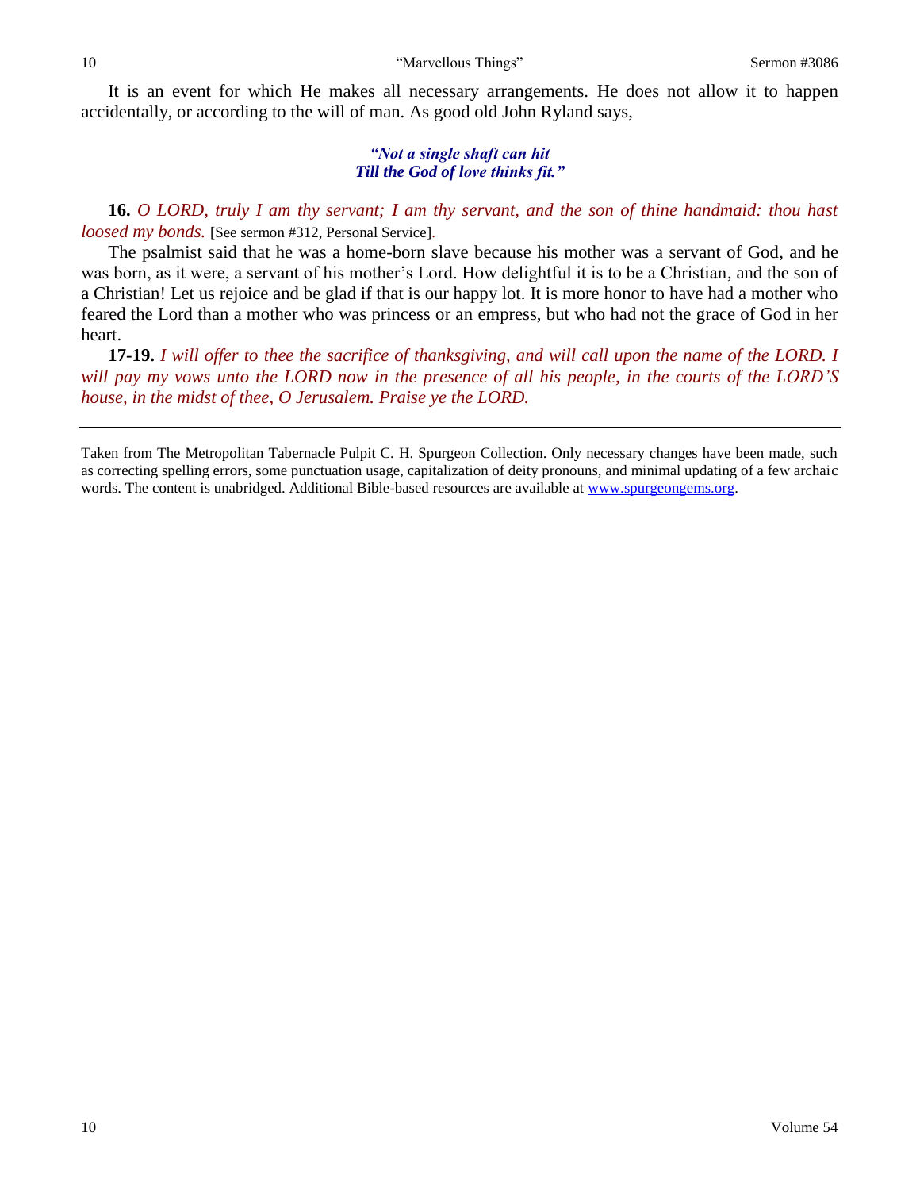It is an event for which He makes all necessary arrangements. He does not allow it to happen accidentally, or according to the will of man. As good old John Ryland says,

> ***"Not a single shaft can hit***
> ***Till the God of love thinks fit."***

**16.** *O LORD, truly I am thy servant; I am thy servant, and the son of thine handmaid: thou hast loosed my bonds.* [See sermon #312, Personal Service].

The psalmist said that he was a home-born slave because his mother was a servant of God, and he was born, as it were, a servant of his mother's Lord. How delightful it is to be a Christian, and the son of a Christian! Let us rejoice and be glad if that is our happy lot. It is more honor to have had a mother who feared the Lord than a mother who was princess or an empress, but who had not the grace of God in her heart.

**17-19.** *I will offer to thee the sacrifice of thanksgiving, and will call upon the name of the LORD. I will pay my vows unto the LORD now in the presence of all his people, in the courts of the LORD'S house, in the midst of thee, O Jerusalem. Praise ye the LORD.*

---

Taken from The Metropolitan Tabernacle Pulpit C. H. Spurgeon Collection. Only necessary changes have been made, such as correcting spelling errors, some punctuation usage, capitalization of deity pronouns, and minimal updating of a few archaic words. The content is unabridged. Additional Bible-based resources are available at www.spurgeongems.org.